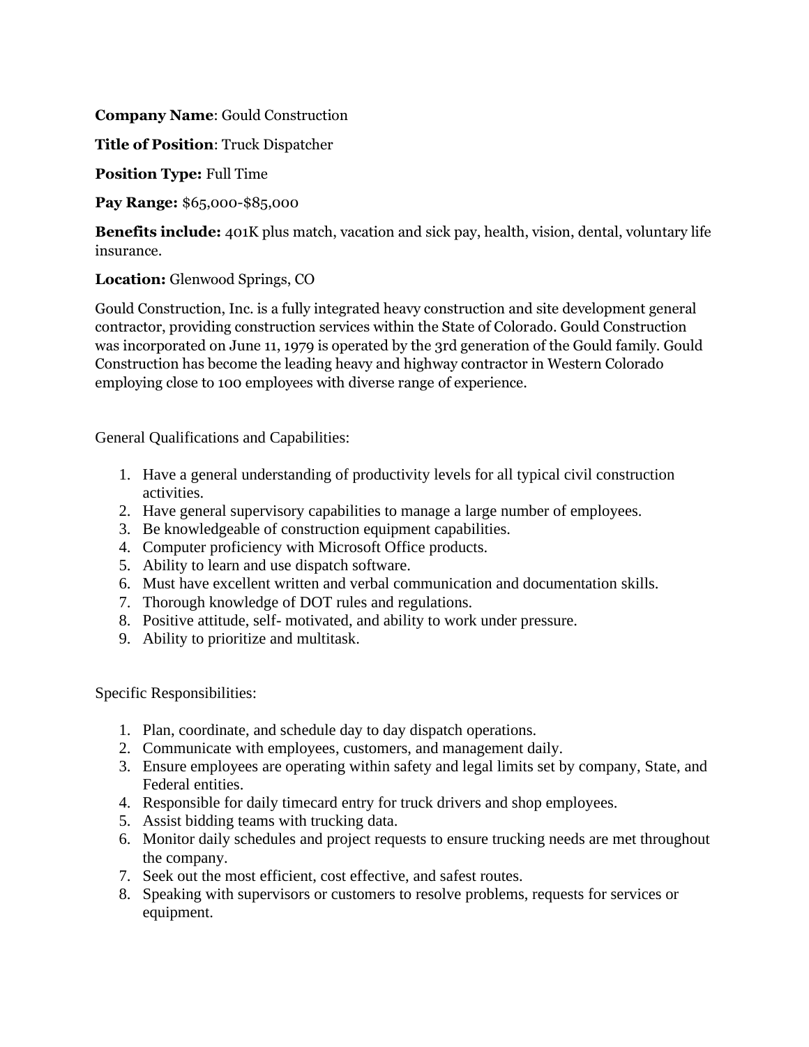**Company Name**: Gould Construction

**Title of Position**: Truck Dispatcher

**Position Type:** Full Time

**Pay Range:** $65,000-$85,000

**Benefits include:** 401K plus match, vacation and sick pay, health, vision, dental, voluntary life insurance.

**Location:** Glenwood Springs, CO

Gould Construction, Inc. is a fully integrated heavy construction and site development general contractor, providing construction services within the State of Colorado. Gould Construction was incorporated on June 11, 1979 is operated by the 3rd generation of the Gould family. Gould Construction has become the leading heavy and highway contractor in Western Colorado employing close to 100 employees with diverse range of experience.

General Qualifications and Capabilities:

1. Have a general understanding of productivity levels for all typical civil construction activities.
2. Have general supervisory capabilities to manage a large number of employees.
3. Be knowledgeable of construction equipment capabilities.
4. Computer proficiency with Microsoft Office products.
5. Ability to learn and use dispatch software.
6. Must have excellent written and verbal communication and documentation skills.
7. Thorough knowledge of DOT rules and regulations.
8. Positive attitude, self- motivated, and ability to work under pressure.
9. Ability to prioritize and multitask.

Specific Responsibilities:

1. Plan, coordinate, and schedule day to day dispatch operations.
2. Communicate with employees, customers, and management daily.
3. Ensure employees are operating within safety and legal limits set by company, State, and Federal entities.
4. Responsible for daily timecard entry for truck drivers and shop employees.
5. Assist bidding teams with trucking data.
6. Monitor daily schedules and project requests to ensure trucking needs are met throughout the company.
7. Seek out the most efficient, cost effective, and safest routes.
8. Speaking with supervisors or customers to resolve problems, requests for services or equipment.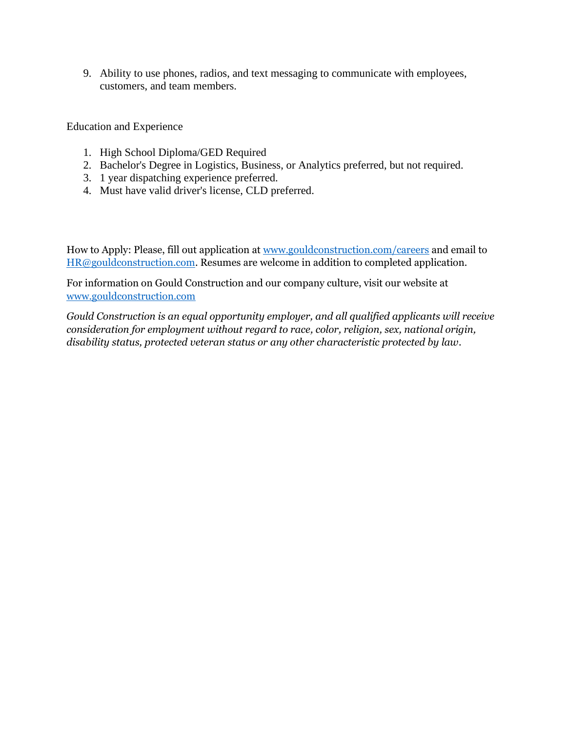9. Ability to use phones, radios, and text messaging to communicate with employees, customers, and team members.

Education and Experience

1. High School Diploma/GED Required
2. Bachelor's Degree in Logistics, Business, or Analytics preferred, but not required.
3. 1 year dispatching experience preferred.
4. Must have valid driver's license, CLD preferred.

How to Apply: Please, fill out application at [www.gouldconstruction.com/careers](http://www.gouldconstruction.com/careers) and email to [HR@gouldconstruction.com](mailto:HR@gouldconstruction.com). Resumes are welcome in addition to completed application.

For information on Gould Construction and our company culture, visit our website at [www.gouldconstruction.com](http://www.gouldconstruction.com)

*Gould Construction is an equal opportunity employer, and all qualified applicants will receive consideration for employment without regard to race, color, religion, sex, national origin, disability status, protected veteran status or any other characteristic protected by law.*